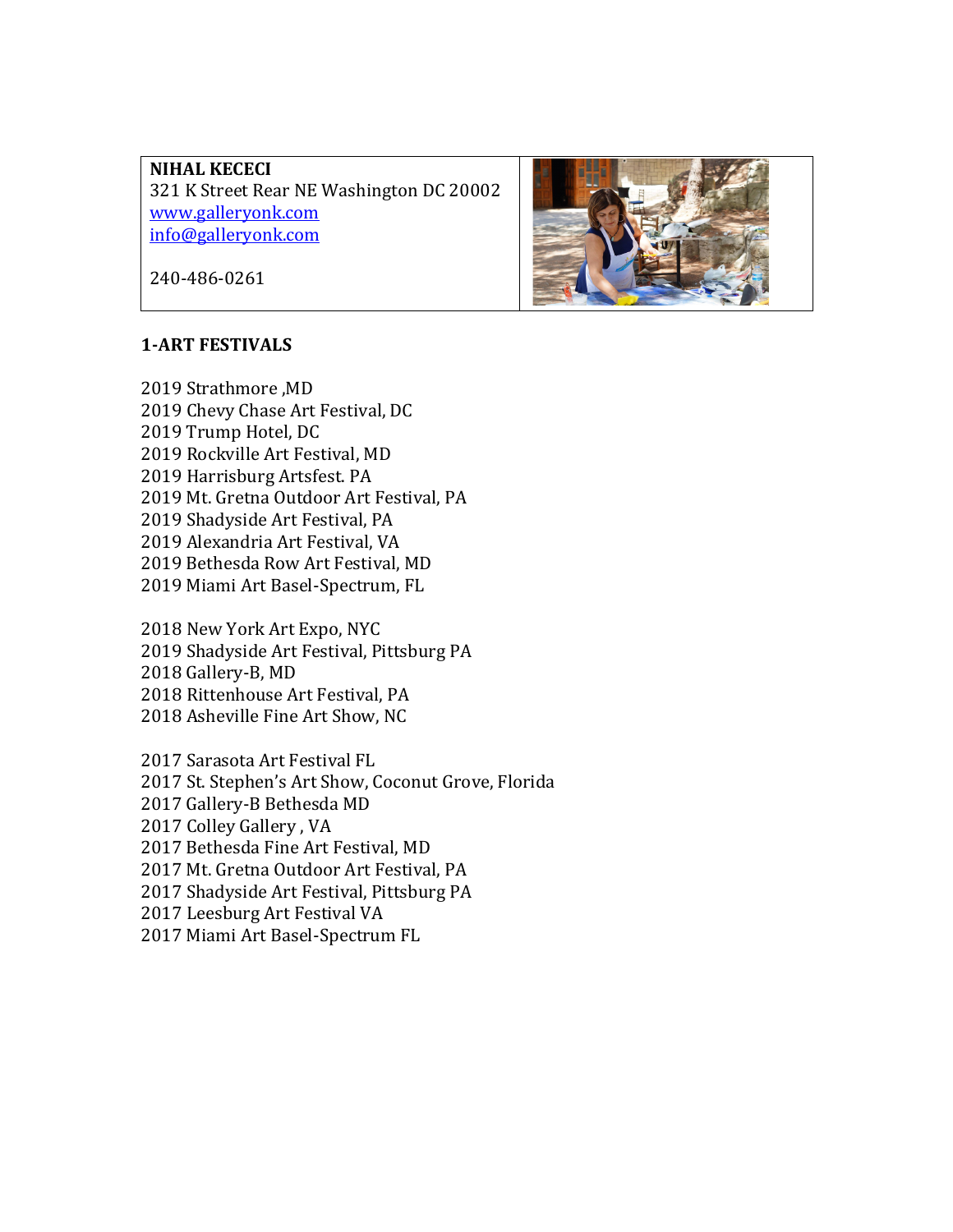**NIHAL KECECI**
321 K Street Rear NE Washington DC 20002
www.galleryonk.com
info@galleryonk.com

240-486-0261

## 1-ART FESTIVALS

2019 Strathmore ,MD
2019 Chevy Chase Art Festival, DC
2019 Trump Hotel, DC
2019 Rockville Art Festival, MD
2019 Harrisburg Artsfest. PA
2019 Mt. Gretna Outdoor Art Festival, PA
2019 Shadyside Art Festival, PA
2019 Alexandria Art Festival, VA
2019 Bethesda Row Art Festival, MD
2019 Miami Art Basel-Spectrum, FL

2018 New York Art Expo, NYC
2019 Shadyside Art Festival, Pittsburg PA
2018 Gallery-B, MD
2018 Rittenhouse Art Festival, PA
2018 Asheville Fine Art Show, NC

2017 Sarasota Art Festival FL
2017 St. Stephen's Art Show, Coconut Grove, Florida
2017 Gallery-B Bethesda MD
2017 Colley Gallery , VA
2017 Bethesda Fine Art Festival, MD
2017 Mt. Gretna Outdoor Art Festival, PA
2017 Shadyside Art Festival, Pittsburg PA
2017 Leesburg Art Festival VA
2017 Miami Art Basel-Spectrum FL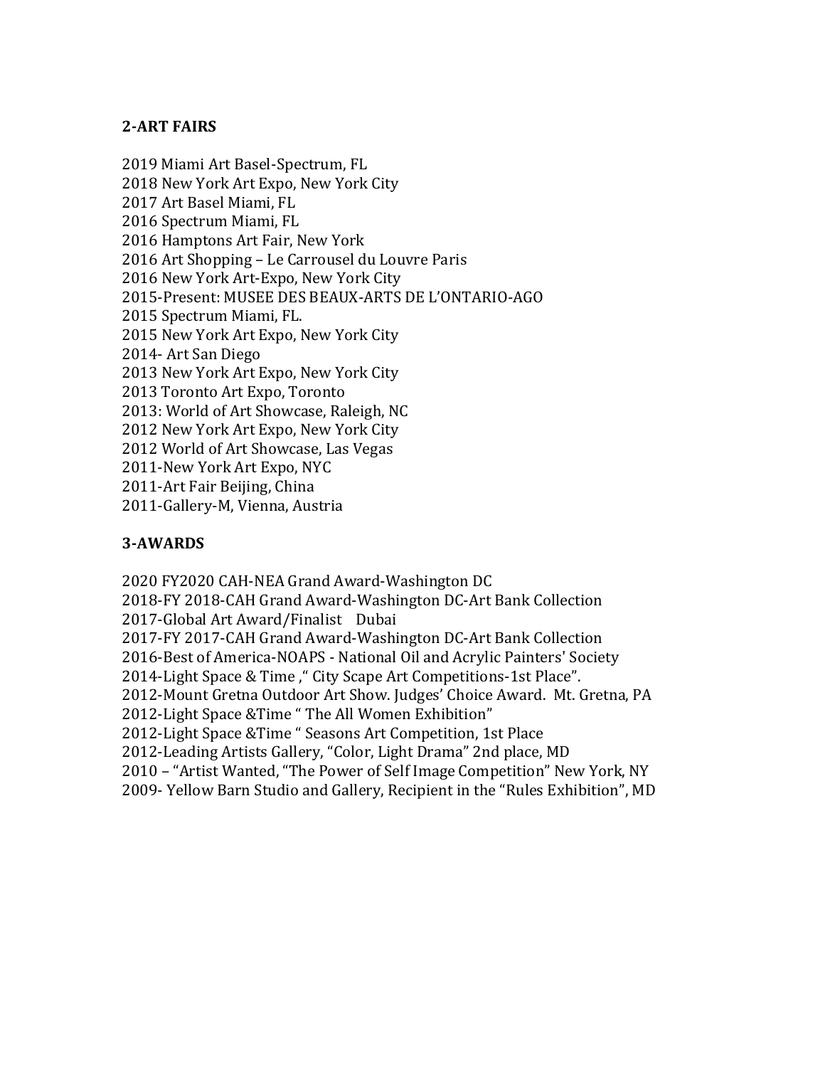**2-ART FAIRS**

2019 Miami Art Basel-Spectrum, FL
2018 New York Art Expo, New York City
2017 Art Basel Miami, FL
2016 Spectrum Miami, FL
2016 Hamptons Art Fair, New York
2016 Art Shopping – Le Carrousel du Louvre Paris
2016 New York Art-Expo, New York City
2015-Present: MUSEE DES BEAUX-ARTS DE L'ONTARIO-AGO
2015 Spectrum Miami, FL.
2015 New York Art Expo, New York City
2014- Art San Diego
2013 New York Art Expo, New York City
2013 Toronto Art Expo, Toronto
2013: World of Art Showcase, Raleigh, NC
2012 New York Art Expo, New York City
2012 World of Art Showcase, Las Vegas
2011-New York Art Expo, NYC
2011-Art Fair Beijing, China
2011-Gallery-M, Vienna, Austria

**3-AWARDS**

2020 FY2020 CAH-NEA Grand Award-Washington DC
2018-FY 2018-CAH Grand Award-Washington DC-Art Bank Collection
2017-Global Art Award/Finalist Dubai
2017-FY 2017-CAH Grand Award-Washington DC-Art Bank Collection
2016-Best of America-NOAPS - National Oil and Acrylic Painters' Society
2014-Light Space & Time ," City Scape Art Competitions-1st Place".
2012-Mount Gretna Outdoor Art Show. Judges' Choice Award. Mt. Gretna, PA
2012-Light Space &Time " The All Women Exhibition"
2012-Light Space &Time " Seasons Art Competition, 1st Place
2012-Leading Artists Gallery, "Color, Light Drama" 2nd place, MD
2010 – "Artist Wanted, "The Power of Self Image Competition" New York, NY
2009- Yellow Barn Studio and Gallery, Recipient in the "Rules Exhibition", MD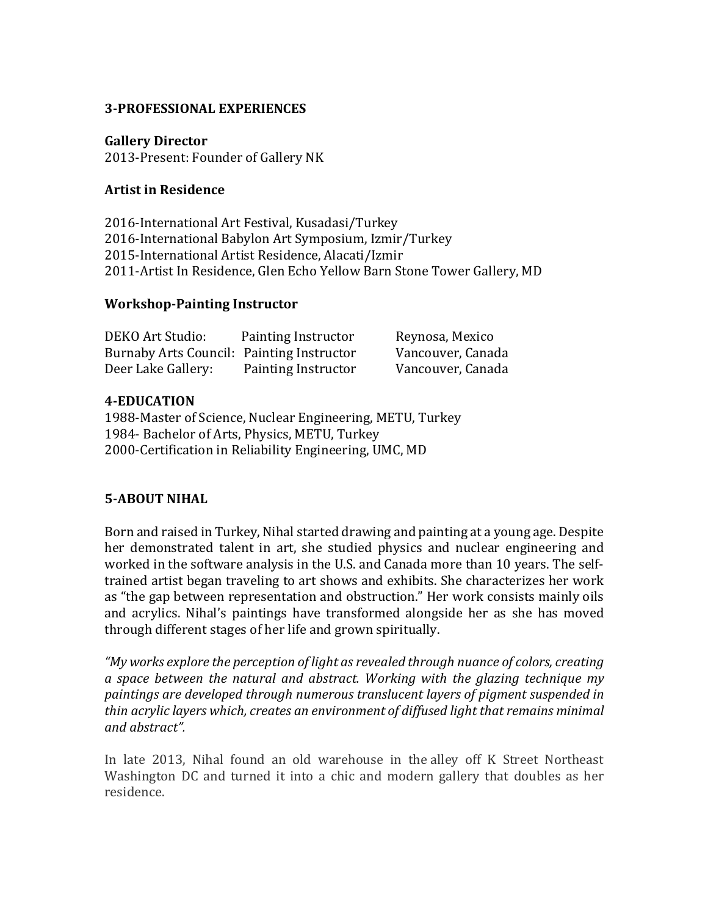## 3-PROFESSIONAL EXPERIENCES

**Gallery Director**
2013-Present: Founder of Gallery NK

**Artist in Residence**

2016-International Art Festival, Kusadasi/Turkey
2016-International Babylon Art Symposium, Izmir/Turkey
2015-International Artist Residence, Alacati/Izmir
2011-Artist In Residence, Glen Echo Yellow Barn Stone Tower Gallery, MD

**Workshop-Painting Instructor**

| | | |
|---|---|---|
| DEKO Art Studio: | Painting Instructor | Reynosa, Mexico |
| Burnaby Arts Council: | Painting Instructor | Vancouver, Canada |
| Deer Lake Gallery: | Painting Instructor | Vancouver, Canada |

## 4-EDUCATION

1988-Master of Science, Nuclear Engineering, METU, Turkey
1984- Bachelor of Arts, Physics, METU, Turkey
2000-Certification in Reliability Engineering, UMC, MD

## 5-ABOUT NIHAL

Born and raised in Turkey, Nihal started drawing and painting at a young age. Despite her demonstrated talent in art, she studied physics and nuclear engineering and worked in the software analysis in the U.S. and Canada more than 10 years. The self-trained artist began traveling to art shows and exhibits. She characterizes her work as "the gap between representation and obstruction." Her work consists mainly oils and acrylics. Nihal's paintings have transformed alongside her as she has moved through different stages of her life and grown spiritually.

*"My works explore the perception of light as revealed through nuance of colors, creating a space between the natural and abstract. Working with the glazing technique my paintings are developed through numerous translucent layers of pigment suspended in thin acrylic layers which, creates an environment of diffused light that remains minimal and abstract".*

In late 2013, Nihal found an old warehouse in the alley off K Street Northeast Washington DC and turned it into a chic and modern gallery that doubles as her residence.